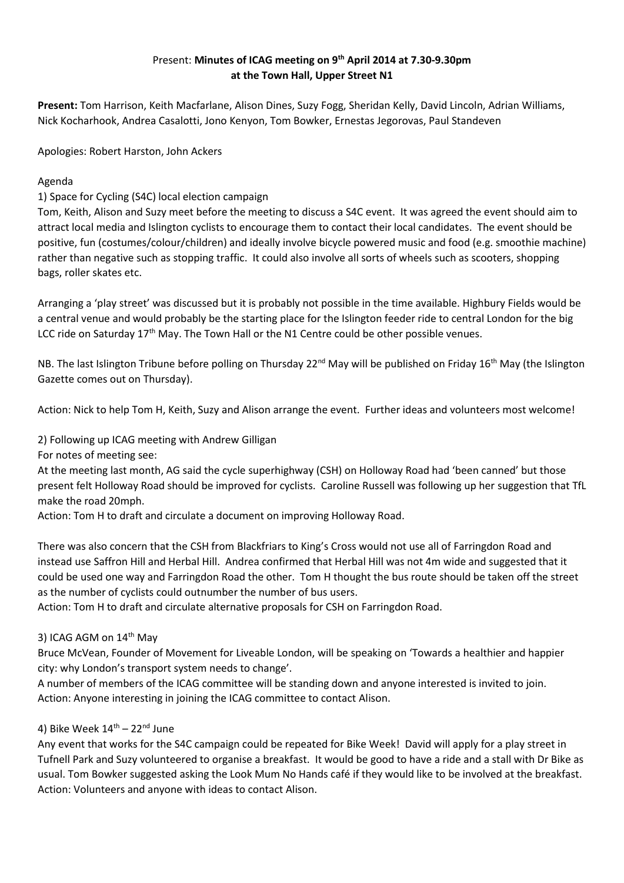# Present: **Minutes of ICAG meeting on 9th April 2014 at 7.30-9.30pm at the Town Hall, Upper Street N1**

**Present:** Tom Harrison, Keith Macfarlane, Alison Dines, Suzy Fogg, Sheridan Kelly, David Lincoln, Adrian Williams, Nick Kocharhook, Andrea Casalotti, Jono Kenyon, Tom Bowker, Ernestas Jegorovas, Paul Standeven

Apologies: Robert Harston, John Ackers

Agenda

1) Space for Cycling (S4C) local election campaign

Tom, Keith, Alison and Suzy meet before the meeting to discuss a S4C event. It was agreed the event should aim to attract local media and Islington cyclists to encourage them to contact their local candidates. The event should be positive, fun (costumes/colour/children) and ideally involve bicycle powered music and food (e.g. smoothie machine) rather than negative such as stopping traffic. It could also involve all sorts of wheels such as scooters, shopping bags, roller skates etc.

Arranging a 'play street' was discussed but it is probably not possible in the time available. Highbury Fields would be a central venue and would probably be the starting place for the Islington feeder ride to central London for the big LCC ride on Saturday 17th May. The Town Hall or the N1 Centre could be other possible venues.

NB. The last Islington Tribune before polling on Thursday 22nd May will be published on Friday 16th May (the Islington Gazette comes out on Thursday).

Action: Nick to help Tom H, Keith, Suzy and Alison arrange the event. Further ideas and volunteers most welcome!

2) Following up ICAG meeting with Andrew Gilligan

For notes of meeting see:

At the meeting last month, AG said the cycle superhighway (CSH) on Holloway Road had 'been canned' but those present felt Holloway Road should be improved for cyclists. Caroline Russell was following up her suggestion that TfL make the road 20mph.

Action: Tom H to draft and circulate a document on improving Holloway Road.

There was also concern that the CSH from Blackfriars to King's Cross would not use all of Farringdon Road and instead use Saffron Hill and Herbal Hill. Andrea confirmed that Herbal Hill was not 4m wide and suggested that it could be used one way and Farringdon Road the other. Tom H thought the bus route should be taken off the street as the number of cyclists could outnumber the number of bus users.

Action: Tom H to draft and circulate alternative proposals for CSH on Farringdon Road.

3) ICAG AGM on 14th May

Bruce McVean, Founder of Movement for Liveable London, will be speaking on 'Towards a healthier and happier city: why London's transport system needs to change'.

A number of members of the ICAG committee will be standing down and anyone interested is invited to join.

Action: Anyone interesting in joining the ICAG committee to contact Alison.

4) Bike Week 14th – 22nd June

Any event that works for the S4C campaign could be repeated for Bike Week! David will apply for a play street in Tufnell Park and Suzy volunteered to organise a breakfast. It would be good to have a ride and a stall with Dr Bike as usual. Tom Bowker suggested asking the Look Mum No Hands café if they would like to be involved at the breakfast.

Action: Volunteers and anyone with ideas to contact Alison.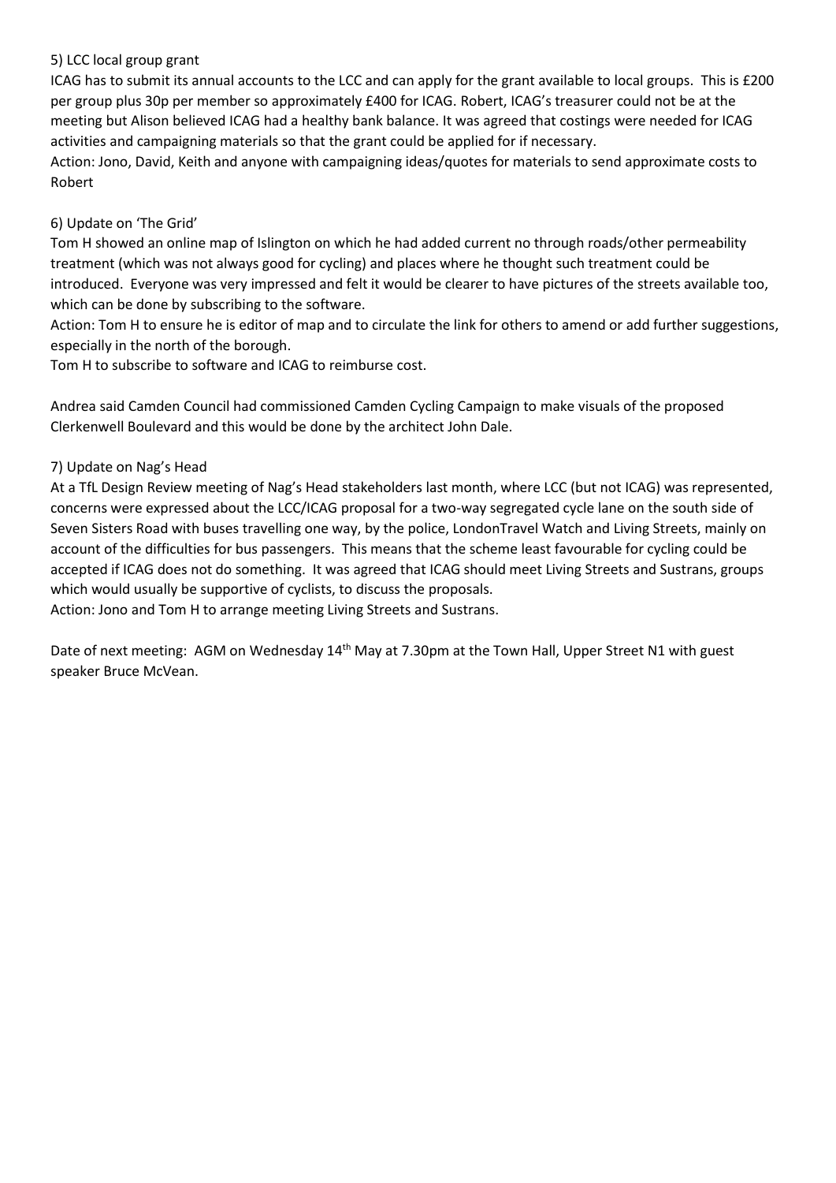5) LCC local group grant

ICAG has to submit its annual accounts to the LCC and can apply for the grant available to local groups. This is £200 per group plus 30p per member so approximately £400 for ICAG. Robert, ICAG's treasurer could not be at the meeting but Alison believed ICAG had a healthy bank balance. It was agreed that costings were needed for ICAG activities and campaigning materials so that the grant could be applied for if necessary.

Action: Jono, David, Keith and anyone with campaigning ideas/quotes for materials to send approximate costs to Robert

6) Update on 'The Grid'

Tom H showed an online map of Islington on which he had added current no through roads/other permeability treatment (which was not always good for cycling) and places where he thought such treatment could be introduced. Everyone was very impressed and felt it would be clearer to have pictures of the streets available too, which can be done by subscribing to the software.

Action: Tom H to ensure he is editor of map and to circulate the link for others to amend or add further suggestions, especially in the north of the borough.

Tom H to subscribe to software and ICAG to reimburse cost.

Andrea said Camden Council had commissioned Camden Cycling Campaign to make visuals of the proposed Clerkenwell Boulevard and this would be done by the architect John Dale.

7) Update on Nag's Head

At a TfL Design Review meeting of Nag's Head stakeholders last month, where LCC (but not ICAG) was represented, concerns were expressed about the LCC/ICAG proposal for a two-way segregated cycle lane on the south side of Seven Sisters Road with buses travelling one way, by the police, LondonTravel Watch and Living Streets, mainly on account of the difficulties for bus passengers. This means that the scheme least favourable for cycling could be accepted if ICAG does not do something. It was agreed that ICAG should meet Living Streets and Sustrans, groups which would usually be supportive of cyclists, to discuss the proposals.

Action: Jono and Tom H to arrange meeting Living Streets and Sustrans.

Date of next meeting: AGM on Wednesday 14th May at 7.30pm at the Town Hall, Upper Street N1 with guest speaker Bruce McVean.